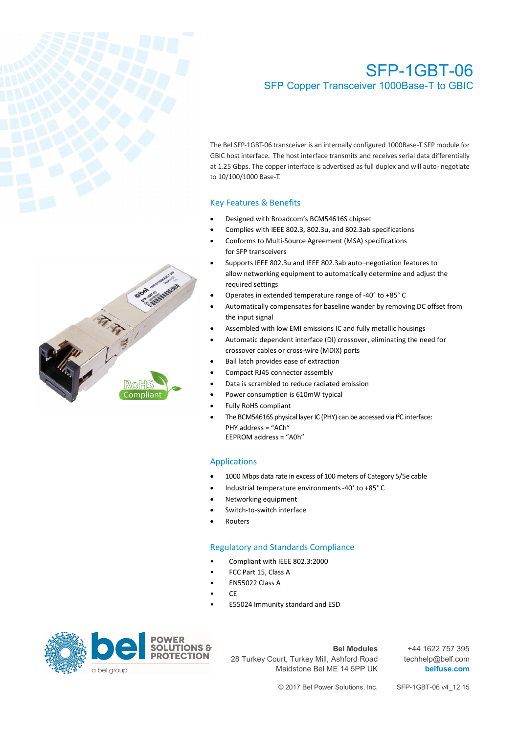# SFP-1GBT-06

## SFP Copper Transceiver 1000Base-T to GBIC

The Bel SFP-1GBT-06 transceiver is an internally configured 1000Base-T SFP module for GBIC host interface. The host interface transmits and receives serial data differentially at 1.25 Gbps. The copper interface is advertised as full duplex and will auto- negotiate to 10/100/1000 Base-T.

### Key Features & Benefits

- Designed with Broadcom's BCM54616S chipset
- Complies with IEEE 802.3, 802.3u, and 802.3ab specifications
- Conforms to Multi-Source Agreement (MSA) specifications for SFP transceivers
- Supports IEEE 802.3u and IEEE 802.3ab auto–negotiation features to allow networking equipment to automatically determine and adjust the required settings
- Operates in extended temperature range of -40° to +85° C
- Automatically compensates for baseline wander by removing DC offset from the input signal
- Assembled with low EMI emissions IC and fully metallic housings
- Automatic dependent interface (DI) crossover, eliminating the need for crossover cables or cross-wire (MDIX) ports
- Bail latch provides ease of extraction
- Compact RJ45 connector assembly
- Data is scrambled to reduce radiated emission
- Power consumption is 610mW typical
- Fully RoHS compliant
- The BCM54616S physical layer IC (PHY) can be accessed via I²C interface:
  PHY address = "ACh"
  EEPROM address = "A0h"

### Applications

- 1000 Mbps data rate in excess of 100 meters of Category 5/5e cable
- Industrial temperature environments -40° to +85° C
- Networking equipment
- Switch-to-switch interface
- Routers

### Regulatory and Standards Compliance

- Compliant with IEEE 802.3:2000
- FCC Part 15, Class A
- EN55022 Class A
- CE
- E55024 Immunity standard and ESD

**Bel Modules**
28 Turkey Court, Turkey Mill, Ashford Road
Maidstone Bel ME 14 5PP UK

+44 1622 757 395
techhelp@belf.com
**belfuse.com**

© 2017 Bel Power Solutions, Inc. SFP-1GBT-06 v4_12.15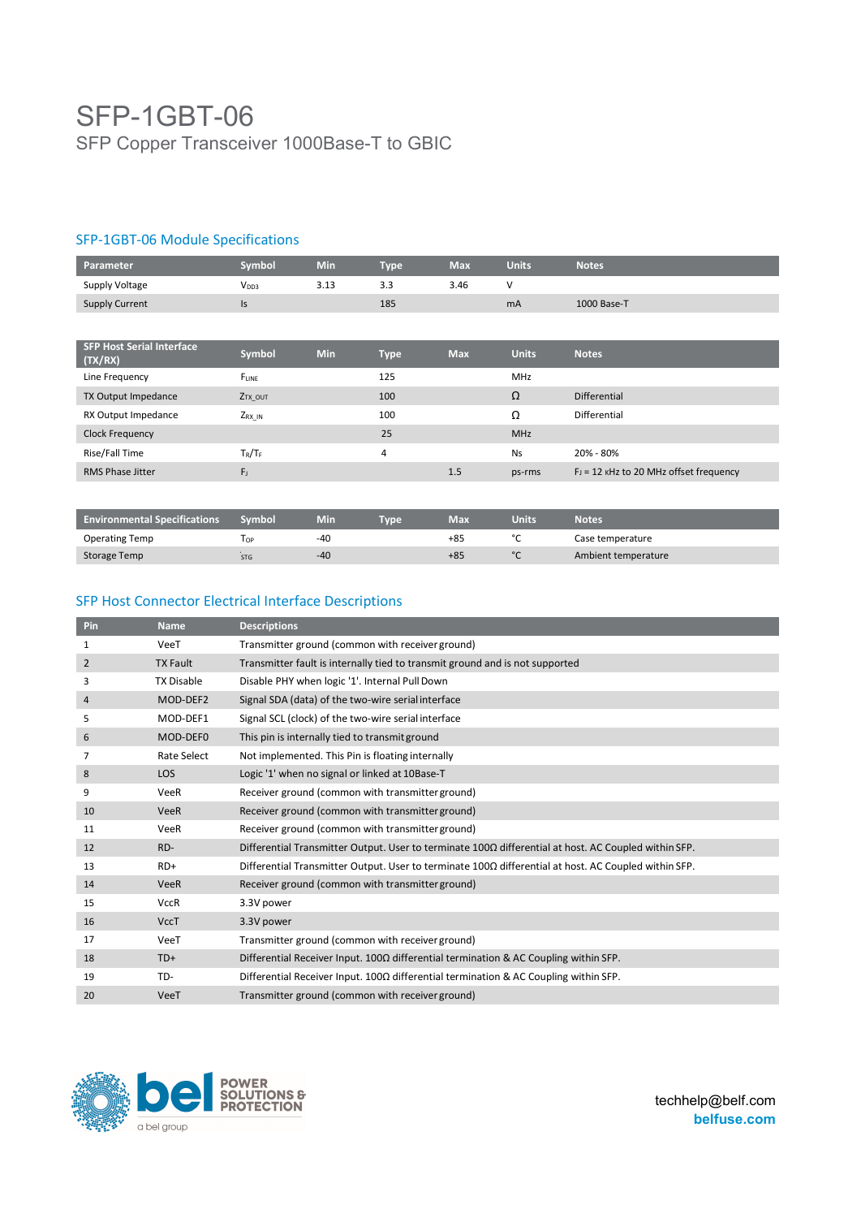# SFP-1GBT-06

SFP Copper Transceiver 1000Base-T to GBIC

## SFP-1GBT-06 Module Specifications

| Parameter | Symbol | Min | Type | Max | Units | Notes |
|---|---|---|---|---|---|---|
| Supply Voltage | $V_{DD3}$ | 3.13 | 3.3 | 3.46 | V | |
| Supply Current | Is | | 185 | | mA | 1000 Base-T |

| SFP Host Serial Interface (TX/RX) | Symbol | Min | Type | Max | Units | Notes |
|---|---|---|---|---|---|---|
| Line Frequency | $F_{LINE}$ | | 125 | | MHz | |
| TX Output Impedance | $Z_{TX\_OUT}$ | | 100 | | Ω | Differential |
| RX Output Impedance | $Z_{RX\_IN}$ | | 100 | | Ω | Differential |
| Clock Frequency | | | 25 | | MHz | |
| Rise/Fall Time | $T_R/T_F$ | | 4 | | Ns | 20% - 80% |
| RMS Phase Jitter | $F_J$ | | | 1.5 | ps-rms | $F_J$ = 12 kHz to 20 MHz offset frequency |

| Environmental Specifications | Symbol | Min | Type | Max | Units | Notes |
|---|---|---|---|---|---|---|
| Operating Temp | $T_{OP}$ | -40 | | +85 | °C | Case temperature |
| Storage Temp | $T_{STG}$ | -40 | | +85 | °C | Ambient temperature |

## SFP Host Connector Electrical Interface Descriptions

| Pin | Name | Descriptions |
|---|---|---|
| 1 | VeeT | Transmitter ground (common with receiver ground) |
| 2 | TX Fault | Transmitter fault is internally tied to transmit ground and is not supported |
| 3 | TX Disable | Disable PHY when logic '1'. Internal Pull Down |
| 4 | MOD-DEF2 | Signal SDA (data) of the two-wire serial interface |
| 5 | MOD-DEF1 | Signal SCL (clock) of the two-wire serial interface |
| 6 | MOD-DEF0 | This pin is internally tied to transmit ground |
| 7 | Rate Select | Not implemented. This Pin is floating internally |
| 8 | LOS | Logic '1' when no signal or linked at 10Base-T |
| 9 | VeeR | Receiver ground (common with transmitter ground) |
| 10 | VeeR | Receiver ground (common with transmitter ground) |
| 11 | VeeR | Receiver ground (common with transmitter ground) |
| 12 | RD- | Differential Transmitter Output. User to terminate 100Ω differential at host. AC Coupled within SFP. |
| 13 | RD+ | Differential Transmitter Output. User to terminate 100Ω differential at host. AC Coupled within SFP. |
| 14 | VeeR | Receiver ground (common with transmitter ground) |
| 15 | VccR | 3.3V power |
| 16 | VccT | 3.3V power |
| 17 | VeeT | Transmitter ground (common with receiver ground) |
| 18 | TD+ | Differential Receiver Input. 100Ω differential termination & AC Coupling within SFP. |
| 19 | TD- | Differential Receiver Input. 100Ω differential termination & AC Coupling within SFP. |
| 20 | VeeT | Transmitter ground (common with receiver ground) |

bel POWER SOLUTIONS & PROTECTION
a bel group

techhelp@belf.com
belfuse.com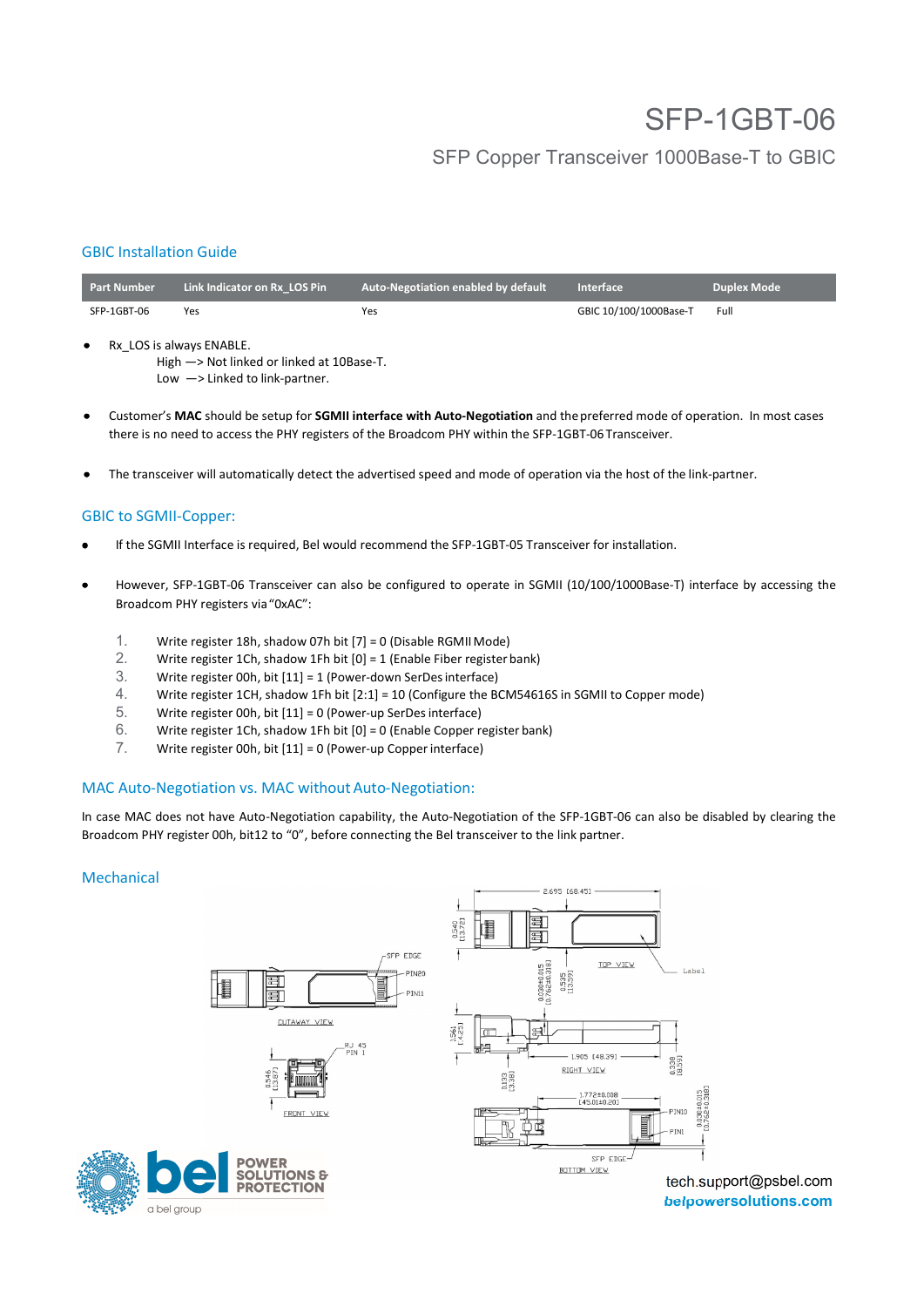# SFP-1GBT-06

SFP Copper Transceiver 1000Base-T to GBIC

## GBIC Installation Guide

| Part Number | Link Indicator on Rx_LOS Pin | Auto-Negotiation enabled by default | Interface | Duplex Mode |
|---|---|---|---|---|
| SFP-1GBT-06 | Yes | Yes | GBIC 10/100/1000Base-T | Full |

- Rx_LOS is always ENABLE.
  High —> Not linked or linked at 10Base-T.
  Low —> Linked to link-partner.

- Customer's **MAC** should be setup for **SGMII interface with Auto-Negotiation** and the preferred mode of operation. In most cases there is no need to access the PHY registers of the Broadcom PHY within the SFP-1GBT-06 Transceiver.

- The transceiver will automatically detect the advertised speed and mode of operation via the host of the link-partner.

## GBIC to SGMII-Copper:

- If the SGMII Interface is required, Bel would recommend the SFP-1GBT-05 Transceiver for installation.

- However, SFP-1GBT-06 Transceiver can also be configured to operate in SGMII (10/100/1000Base-T) interface by accessing the Broadcom PHY registers via "0xAC":

1. Write register 18h, shadow 07h bit [7] = 0 (Disable RGMII Mode)
2. Write register 1Ch, shadow 1Fh bit [0] = 1 (Enable Fiber register bank)
3. Write register 00h, bit [11] = 1 (Power-down SerDes interface)
4. Write register 1CH, shadow 1Fh bit [2:1] = 10 (Configure the BCM54616S in SGMII to Copper mode)
5. Write register 00h, bit [11] = 0 (Power-up SerDes interface)
6. Write register 1Ch, shadow 1Fh bit [0] = 0 (Enable Copper register bank)
7. Write register 00h, bit [11] = 0 (Power-up Copper interface)

## MAC Auto-Negotiation vs. MAC without Auto-Negotiation:

In case MAC does not have Auto-Negotiation capability, the Auto-Negotiation of the SFP-1GBT-06 can also be disabled by clearing the Broadcom PHY register 00h, bit12 to "0", before connecting the Bel transceiver to the link partner.

## Mechanical

SFP EDGE
PIN20
PIN11
CUTAWAY VIEW
RJ 45 PIN 1
0.546 [13.87]
FRONT VIEW
2.695 [68.45]
0.540 [13.72]
TOP VIEW
Label
0.030±0.015 [0.762±0.318]
0.535 [13.59]
.166 [4.23]
1.905 [48.39]
RIGHT VIEW
0.338 [8.59]
0.133 [3.38]
1.772±0.008 [45.01±0.20]
PIN10
PIN1
0.030±0.015 [0.762±0.380]
SFP EDGE
BOTTOM VIEW

tech.support@psbel.com
belpowersolutions.com